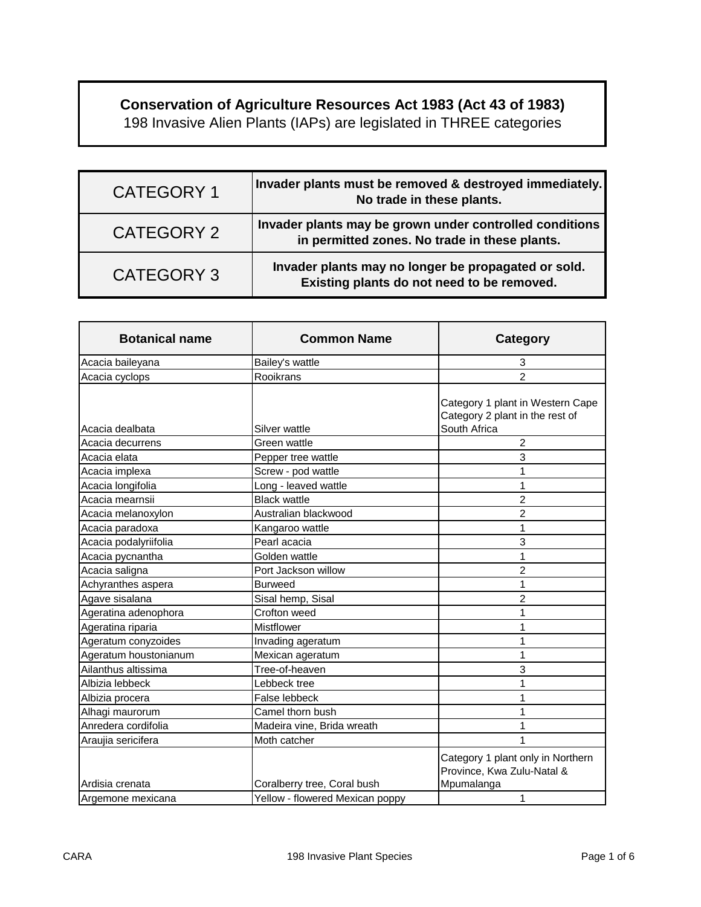# Conservation of Agriculture Resources Act 1983 (Act 43 of 1983)

198 Invasive Alien Plants (IAPs) are legislated in THREE categories

| CATEGORY | Description |
|---|---|
| CATEGORY 1 | **Invader plants must be removed & destroyed immediately. No trade in these plants.** |
| CATEGORY 2 | **Invader plants may be grown under controlled conditions in permitted zones. No trade in these plants.** |
| CATEGORY 3 | **Invader plants may no longer be propagated or sold. Existing plants do not need to be removed.** |

| Botanical name | Common Name | Category |
|---|---|---|
| Acacia baileyana | Bailey's wattle | 3 |
| Acacia cyclops | Rooikrans | 2 |
| Acacia dealbata | Silver wattle | Category 1 plant in Western Cape Category 2 plant in the rest of South Africa |
| Acacia decurrens | Green wattle | 2 |
| Acacia elata | Pepper tree wattle | 3 |
| Acacia implexa | Screw - pod wattle | 1 |
| Acacia longifolia | Long - leaved wattle | 1 |
| Acacia mearnsii | Black wattle | 2 |
| Acacia melanoxylon | Australian blackwood | 2 |
| Acacia paradoxa | Kangaroo wattle | 1 |
| Acacia podalyriifolia | Pearl acacia | 3 |
| Acacia pycnantha | Golden wattle | 1 |
| Acacia saligna | Port Jackson willow | 2 |
| Achyranthes aspera | Burweed | 1 |
| Agave sisalana | Sisal hemp, Sisal | 2 |
| Ageratina adenophora | Crofton weed | 1 |
| Ageratina riparia | Mistflower | 1 |
| Ageratum conyzoides | Invading ageratum | 1 |
| Ageratum houstonianum | Mexican ageratum | 1 |
| Ailanthus altissima | Tree-of-heaven | 3 |
| Albizia lebbeck | Lebbeck tree | 1 |
| Albizia procera | False lebbeck | 1 |
| Alhagi maurorum | Camel thorn bush | 1 |
| Anredera cordifolia | Madeira vine, Brida wreath | 1 |
| Araujia sericifera | Moth catcher | 1 |
| Ardisia crenata | Coralberry tree, Coral bush | Category 1 plant only in Northern Province, Kwa Zulu-Natal & Mpumalanga |
| Argemone mexicana | Yellow - flowered Mexican poppy | 1 |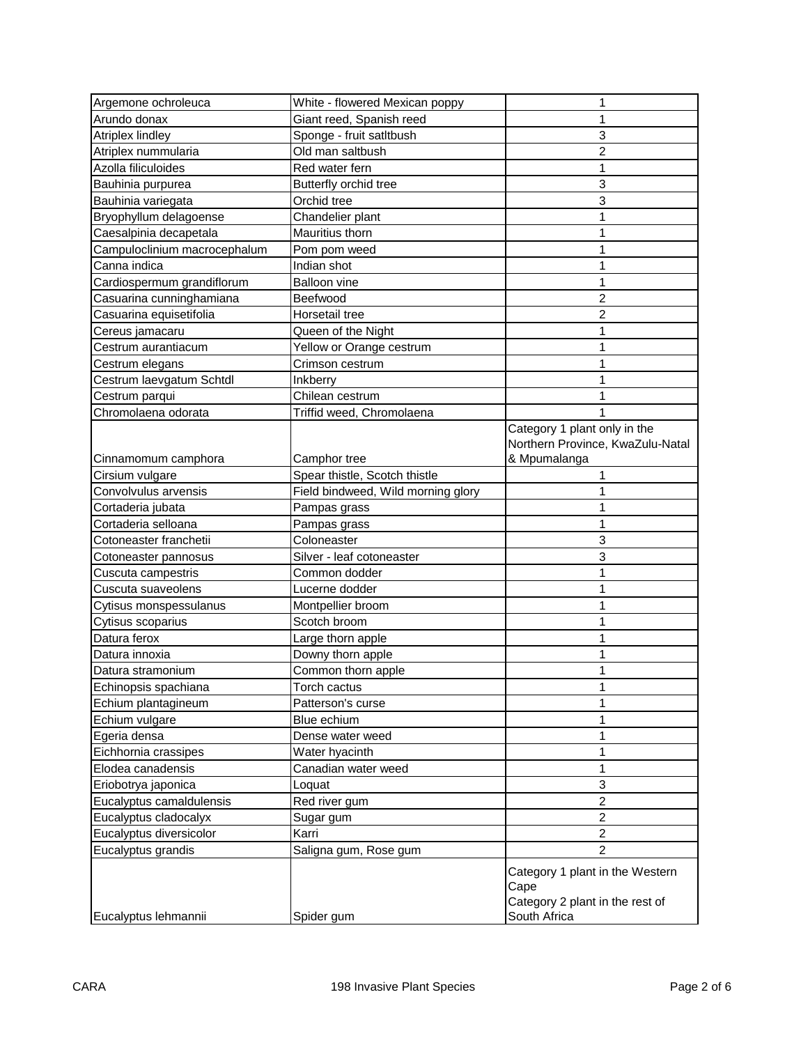| Argemone ochroleuca | White - flowered Mexican poppy | 1 |
|---|---|---|
| Arundo donax | Giant reed, Spanish reed | 1 |
| Atriplex lindley | Sponge - fruit satltbush | 3 |
| Atriplex nummularia | Old man saltbush | 2 |
| Azolla filiculoides | Red water fern | 1 |
| Bauhinia purpurea | Butterfly orchid tree | 3 |
| Bauhinia variegata | Orchid tree | 3 |
| Bryophyllum delagoense | Chandelier plant | 1 |
| Caesalpinia decapetala | Mauritius thorn | 1 |
| Campuloclinium macrocephalum | Pom pom weed | 1 |
| Canna indica | Indian shot | 1 |
| Cardiospermum grandiflorum | Balloon vine | 1 |
| Casuarina cunninghamiana | Beefwood | 2 |
| Casuarina equisetifolia | Horsetail tree | 2 |
| Cereus jamacaru | Queen of the Night | 1 |
| Cestrum aurantiacum | Yellow or Orange cestrum | 1 |
| Cestrum elegans | Crimson cestrum | 1 |
| Cestrum laevgatum Schtdl | Inkberry | 1 |
| Cestrum parqui | Chilean cestrum | 1 |
| Chromolaena odorata | Triffid weed, Chromolaena | 1 |
| Cinnamomum camphora | Camphor tree | Category 1 plant only in the Northern Province, KwaZulu-Natal & Mpumalanga |
| Cirsium vulgare | Spear thistle, Scotch thistle | 1 |
| Convolvulus arvensis | Field bindweed, Wild morning glory | 1 |
| Cortaderia jubata | Pampas grass | 1 |
| Cortaderia selloana | Pampas grass | 1 |
| Cotoneaster franchetii | Coloneaster | 3 |
| Cotoneaster pannosus | Silver - leaf cotoneaster | 3 |
| Cuscuta campestris | Common dodder | 1 |
| Cuscuta suaveolens | Lucerne dodder | 1 |
| Cytisus monspessulanus | Montpellier broom | 1 |
| Cytisus scoparius | Scotch broom | 1 |
| Datura ferox | Large thorn apple | 1 |
| Datura innoxia | Downy thorn apple | 1 |
| Datura stramonium | Common thorn apple | 1 |
| Echinopsis spachiana | Torch cactus | 1 |
| Echium plantagineum | Patterson's curse | 1 |
| Echium vulgare | Blue echium | 1 |
| Egeria densa | Dense water weed | 1 |
| Eichhornia crassipes | Water hyacinth | 1 |
| Elodea canadensis | Canadian water weed | 1 |
| Eriobotrya japonica | Loquat | 3 |
| Eucalyptus camaldulensis | Red river gum | 2 |
| Eucalyptus cladocalyx | Sugar gum | 2 |
| Eucalyptus diversicolor | Karri | 2 |
| Eucalyptus grandis | Saligna gum, Rose gum | 2 |
| Eucalyptus lehmannii | Spider gum | Category 1 plant in the Western Cape<br>Category 2 plant in the rest of South Africa |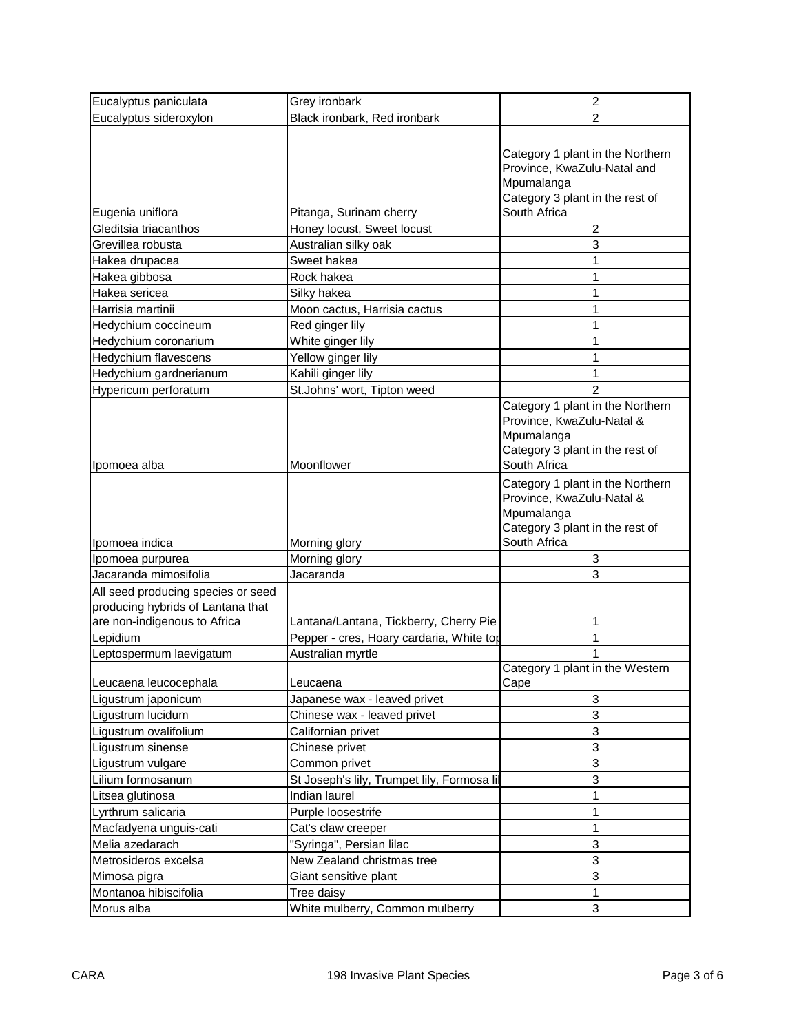| | | |
|---|---|---|
| Eucalyptus paniculata | Grey ironbark | 2 |
| Eucalyptus sideroxylon | Black ironbark, Red ironbark | 2 |
| Eugenia uniflora | Pitanga, Surinam cherry | Category 1 plant in the Northern Province, KwaZulu-Natal and Mpumalanga Category 3 plant in the rest of South Africa |
| Gleditsia triacanthos | Honey locust, Sweet locust | 2 |
| Grevillea robusta | Australian silky oak | 3 |
| Hakea drupacea | Sweet hakea | 1 |
| Hakea gibbosa | Rock hakea | 1 |
| Hakea sericea | Silky hakea | 1 |
| Harrisia martinii | Moon cactus, Harrisia cactus | 1 |
| Hedychium coccineum | Red ginger lily | 1 |
| Hedychium coronarium | White ginger lily | 1 |
| Hedychium flavescens | Yellow ginger lily | 1 |
| Hedychium gardnerianum | Kahili ginger lily | 1 |
| Hypericum perforatum | St.Johns' wort, Tipton weed | 2 |
| Ipomoea alba | Moonflower | Category 1 plant in the Northern Province, KwaZulu-Natal & Mpumalanga Category 3 plant in the rest of South Africa |
| Ipomoea indica | Morning glory | Category 1 plant in the Northern Province, KwaZulu-Natal & Mpumalanga Category 3 plant in the rest of South Africa |
| Ipomoea purpurea | Morning glory | 3 |
| Jacaranda mimosifolia | Jacaranda | 3 |
| All seed producing species or seed producing hybrids of Lantana that are non-indigenous to Africa | Lantana/Lantana, Tickberry, Cherry Pie | 1 |
| Lepidium | Pepper - cres, Hoary cardaria, White top | 1 |
| Leptospermum laevigatum | Australian myrtle | 1 |
| Leucaena leucocephala | Leucaena | Category 1 plant in the Western Cape |
| Ligustrum japonicum | Japanese wax - leaved privet | 3 |
| Ligustrum lucidum | Chinese wax - leaved privet | 3 |
| Ligustrum ovalifolium | Californian privet | 3 |
| Ligustrum sinense | Chinese privet | 3 |
| Ligustrum vulgare | Common privet | 3 |
| Lilium formosanum | St Joseph's lily, Trumpet lily, Formosa lil | 3 |
| Litsea glutinosa | Indian laurel | 1 |
| Lyrthrum salicaria | Purple loosestrife | 1 |
| Macfadyena unguis-cati | Cat's claw creeper | 1 |
| Melia azedarach | "Syringa", Persian lilac | 3 |
| Metrosideros excelsa | New Zealand christmas tree | 3 |
| Mimosa pigra | Giant sensitive plant | 3 |
| Montanoa hibiscifolia | Tree daisy | 1 |
| Morus alba | White mulberry, Common mulberry | 3 |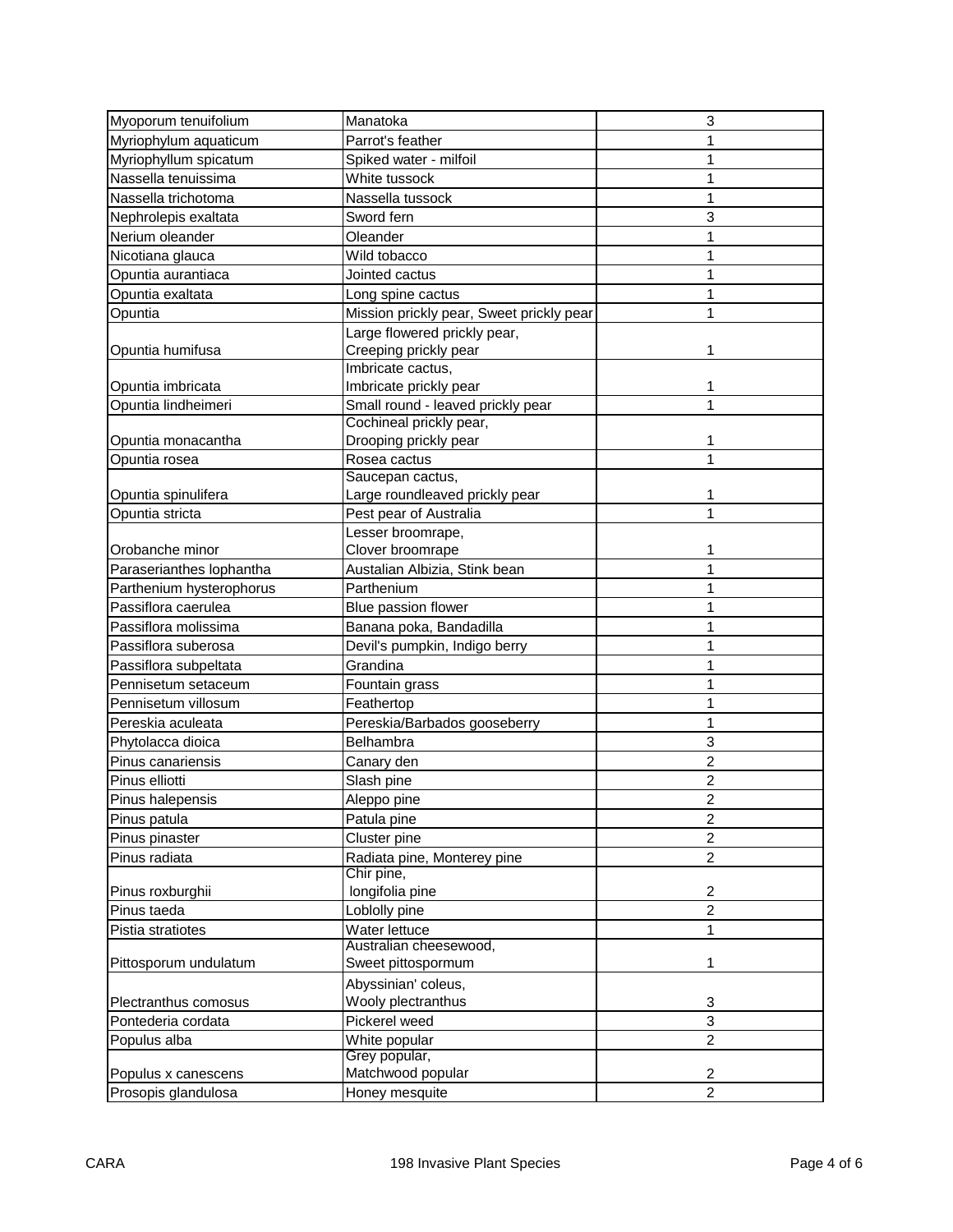| Myoporum tenuifolium | Manatoka | 3 |
|---|---|---|
| Myriophylum aquaticum | Parrot's feather | 1 |
| Myriophyllum spicatum | Spiked water - milfoil | 1 |
| Nassella tenuissima | White tussock | 1 |
| Nassella trichotoma | Nassella tussock | 1 |
| Nephrolepis exaltata | Sword fern | 3 |
| Nerium oleander | Oleander | 1 |
| Nicotiana glauca | Wild tobacco | 1 |
| Opuntia aurantiaca | Jointed cactus | 1 |
| Opuntia exaltata | Long spine cactus | 1 |
| Opuntia | Mission prickly pear, Sweet prickly pear | 1 |
| Opuntia humifusa | Large flowered prickly pear, Creeping prickly pear | 1 |
| Opuntia imbricata | Imbricate cactus, Imbricate prickly pear | 1 |
| Opuntia lindheimeri | Small round - leaved prickly pear | 1 |
| Opuntia monacantha | Cochineal prickly pear, Drooping prickly pear | 1 |
| Opuntia rosea | Rosea cactus | 1 |
| Opuntia spinulifera | Saucepan cactus, Large roundleaved prickly pear | 1 |
| Opuntia stricta | Pest pear of Australia | 1 |
| Orobanche minor | Lesser broomrape, Clover broomrape | 1 |
| Paraserianthes lophantha | Austalian Albizia, Stink bean | 1 |
| Parthenium hysterophorus | Parthenium | 1 |
| Passiflora caerulea | Blue passion flower | 1 |
| Passiflora molissima | Banana poka, Bandadilla | 1 |
| Passiflora suberosa | Devil's pumpkin, Indigo berry | 1 |
| Passiflora subpeltata | Grandina | 1 |
| Pennisetum setaceum | Fountain grass | 1 |
| Pennisetum villosum | Feathertop | 1 |
| Pereskia aculeata | Pereskia/Barbados gooseberry | 1 |
| Phytolacca dioica | Belhambra | 3 |
| Pinus canariensis | Canary den | 2 |
| Pinus elliotti | Slash pine | 2 |
| Pinus halepensis | Aleppo pine | 2 |
| Pinus patula | Patula pine | 2 |
| Pinus pinaster | Cluster pine | 2 |
| Pinus radiata | Radiata pine, Monterey pine | 2 |
| Pinus roxburghii | Chir pine, longifolia pine | 2 |
| Pinus taeda | Loblolly pine | 2 |
| Pistia stratiotes | Water lettuce | 1 |
| Pittosporum undulatum | Australian cheesewood, Sweet pittospormum | 1 |
| Plectranthus comosus | Abyssinian' coleus, Wooly plectranthus | 3 |
| Pontederia cordata | Pickerel weed | 3 |
| Populus alba | White popular | 2 |
| Populus x canescens | Grey popular, Matchwood popular | 2 |
| Prosopis glandulosa | Honey mesquite | 2 |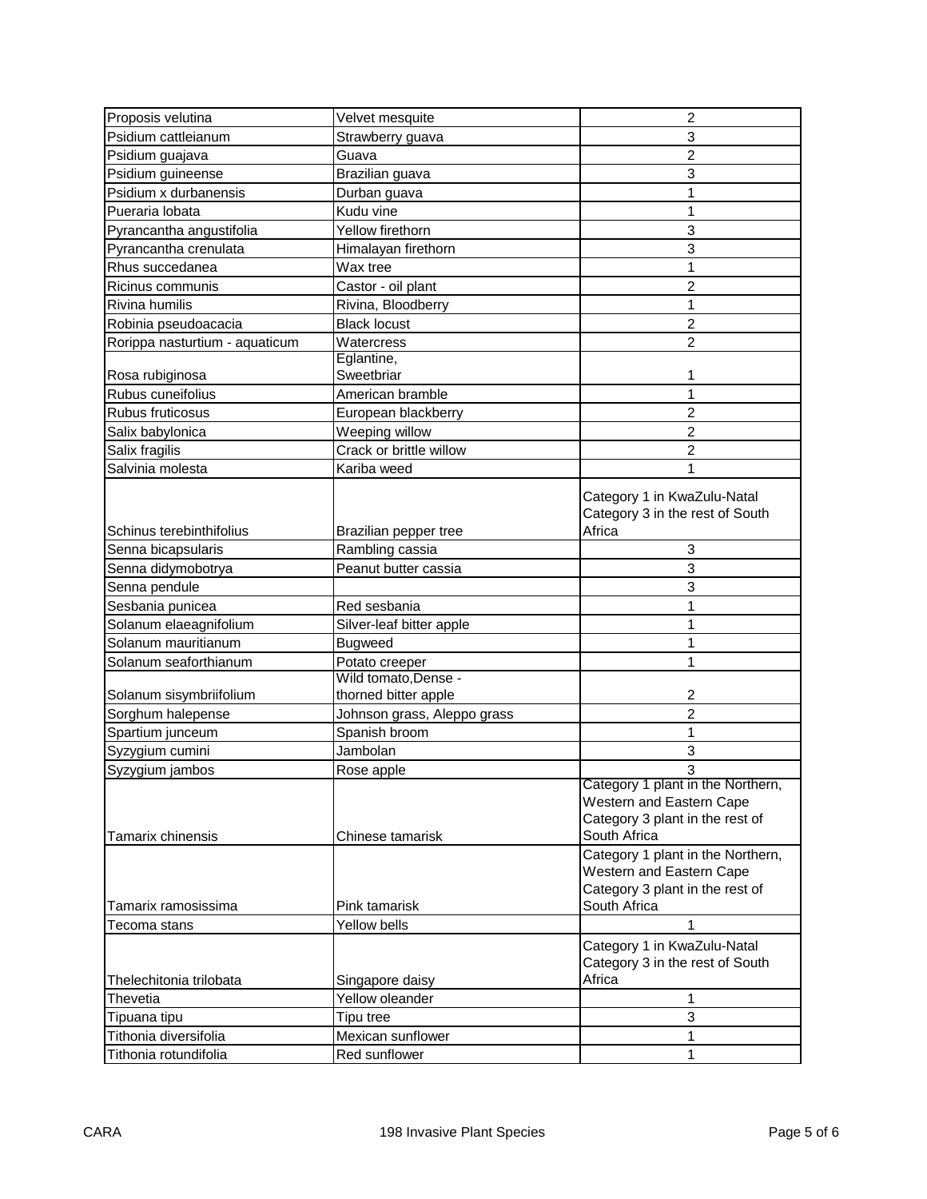| | | |
|---|---|---|
| Proposis velutina | Velvet mesquite | 2 |
| Psidium cattleianum | Strawberry guava | 3 |
| Psidium guajava | Guava | 2 |
| Psidium guineense | Brazilian guava | 3 |
| Psidium x durbanensis | Durban guava | 1 |
| Pueraria lobata | Kudu vine | 1 |
| Pyrancantha angustifolia | Yellow firethorn | 3 |
| Pyrancantha crenulata | Himalayan firethorn | 3 |
| Rhus succedanea | Wax tree | 1 |
| Ricinus communis | Castor - oil plant | 2 |
| Rivina humilis | Rivina, Bloodberry | 1 |
| Robinia pseudoacacia | Black locust | 2 |
| Rorippa nasturtium - aquaticum | Watercress | 2 |
| Rosa rubiginosa | Eglantine, Sweetbriar | 1 |
| Rubus cuneifolius | American bramble | 1 |
| Rubus fruticosus | European blackberry | 2 |
| Salix babylonica | Weeping willow | 2 |
| Salix fragilis | Crack or brittle willow | 2 |
| Salvinia molesta | Kariba weed | 1 |
| Schinus terebinthifolius | Brazilian pepper tree | Category 1 in KwaZulu-Natal Category 3 in the rest of South Africa |
| Senna bicapsularis | Rambling cassia | 3 |
| Senna didymobotrya | Peanut butter cassia | 3 |
| Senna pendule | | 3 |
| Sesbania punicea | Red sesbania | 1 |
| Solanum elaeagnifolium | Silver-leaf bitter apple | 1 |
| Solanum mauritianum | Bugweed | 1 |
| Solanum seaforthianum | Potato creeper | 1 |
| Solanum sisymbriifolium | Wild tomato,Dense - thorned bitter apple | 2 |
| Sorghum halepense | Johnson grass, Aleppo grass | 2 |
| Spartium junceum | Spanish broom | 1 |
| Syzygium cumini | Jambolan | 3 |
| Syzygium jambos | Rose apple | 3 |
| Tamarix chinensis | Chinese tamarisk | Category 1 plant in the Northern, Western and Eastern Cape Category 3 plant in the rest of South Africa |
| Tamarix ramosissima | Pink tamarisk | Category 1 plant in the Northern, Western and Eastern Cape Category 3 plant in the rest of South Africa |
| Tecoma stans | Yellow bells | 1 |
| Thelechitonia trilobata | Singapore daisy | Category 1 in KwaZulu-Natal Category 3 in the rest of South Africa |
| Thevetia | Yellow oleander | 1 |
| Tipuana tipu | Tipu tree | 3 |
| Tithonia diversifolia | Mexican sunflower | 1 |
| Tithonia rotundifolia | Red sunflower | 1 |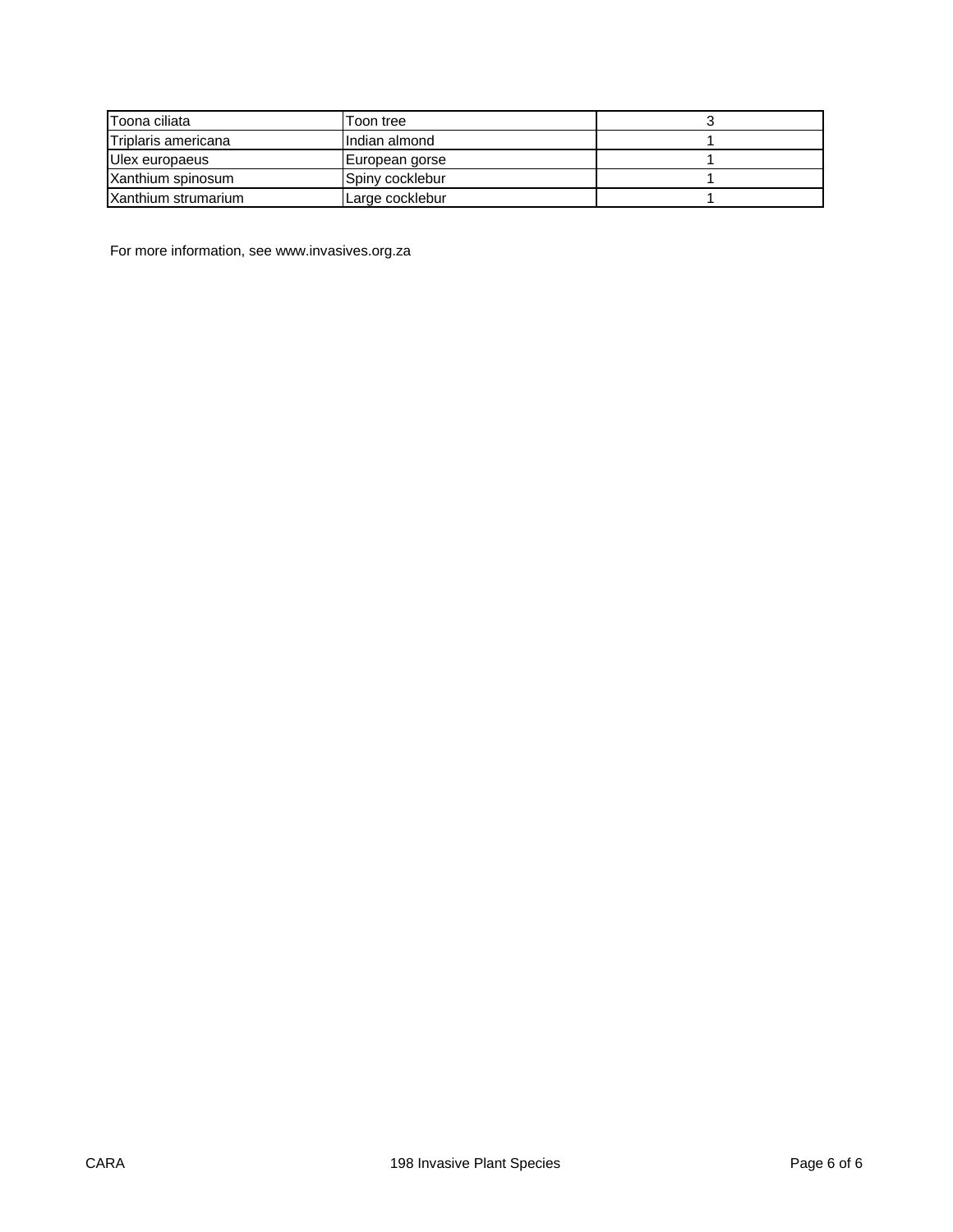| | | |
|---|---|---|
| Toona ciliata | Toon tree | 3 |
| Triplaris americana | Indian almond | 1 |
| Ulex europaeus | European gorse | 1 |
| Xanthium spinosum | Spiny cocklebur | 1 |
| Xanthium strumarium | Large cocklebur | 1 |

For more information, see www.invasives.org.za